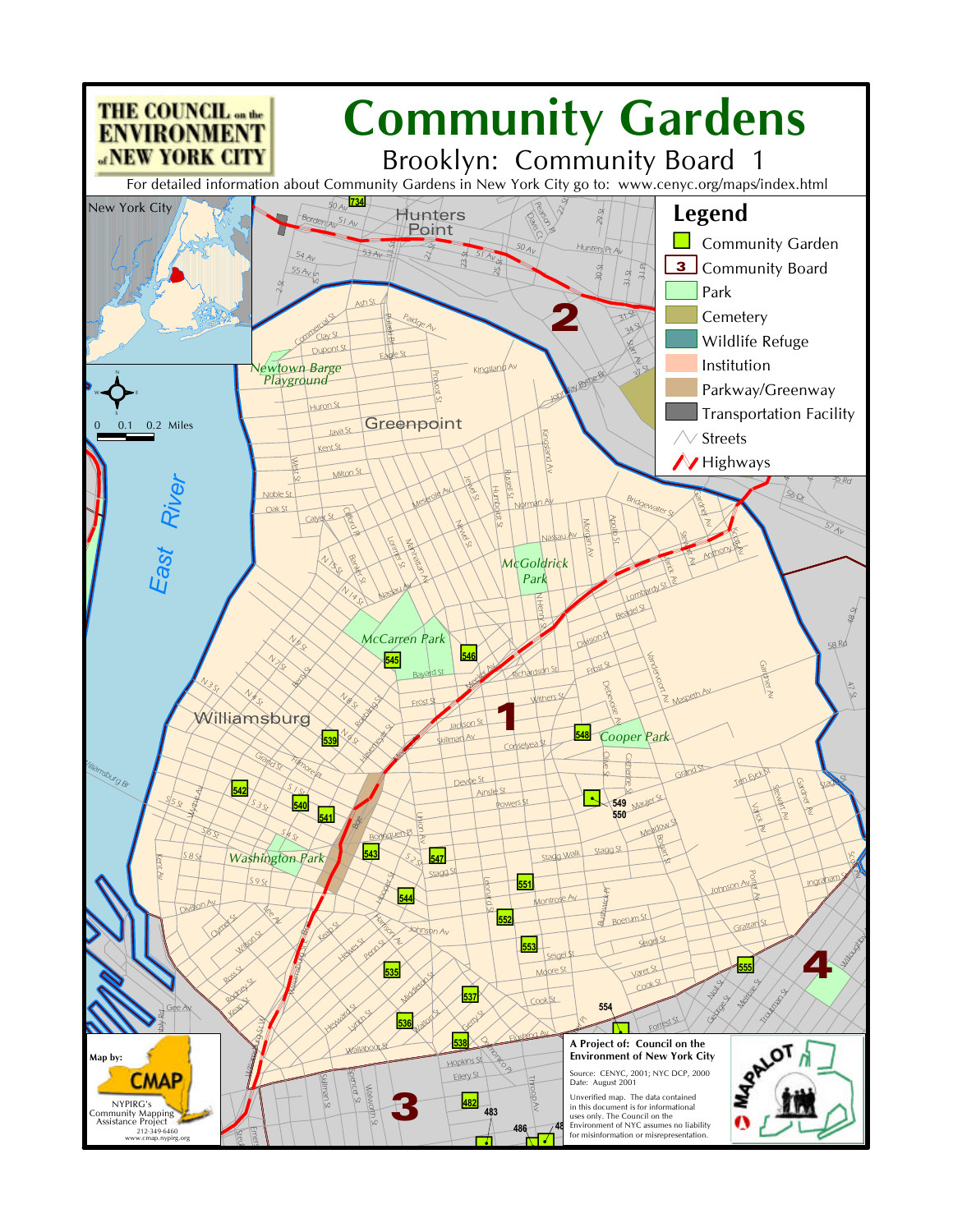# Community Gardens

## Brooklyn: Community Board 1

THE COUNCIL on the ENVIRONMENT of NEW YORK CITY

For detailed information about Community Gardens in New York City go to: www.cenyc.org/maps/index.html

## Legend

- Community Garden
- Community Board
- Park
- Cemetery
- Wildlife Refuge
- Institution
- Parkway/Greenway
- Transportation Facility
- Streets
- Highways

0 0.1 0.2 Miles

New York City

Hunters Point

Greenpoint

Williamsburg

East River

Newtown Barge Playground

McGoldrick Park

McCarren Park

Cooper Park

Washington Park

Community gardens: 482, 483, 486, 535, 536, 537, 538, 539, 540, 541, 542, 543, 544, 545, 546, 547, 548, 549, 550, 551, 552, 553, 554, 555, 734

**A Project of: Council on the Environment of New York City**

Source: CENYC, 2001; NYC DCP, 2000
Date: August 2001

Unverified map. The data contained in this document is for informational uses only. The Council on the Environment of NYC assumes no liability for misinformation or misrepresentation.

Map by: CMAP
NYPIRG's Community Mapping Assistance Project
212-349-6460
www.cmap.nypirg.org

MAPALOT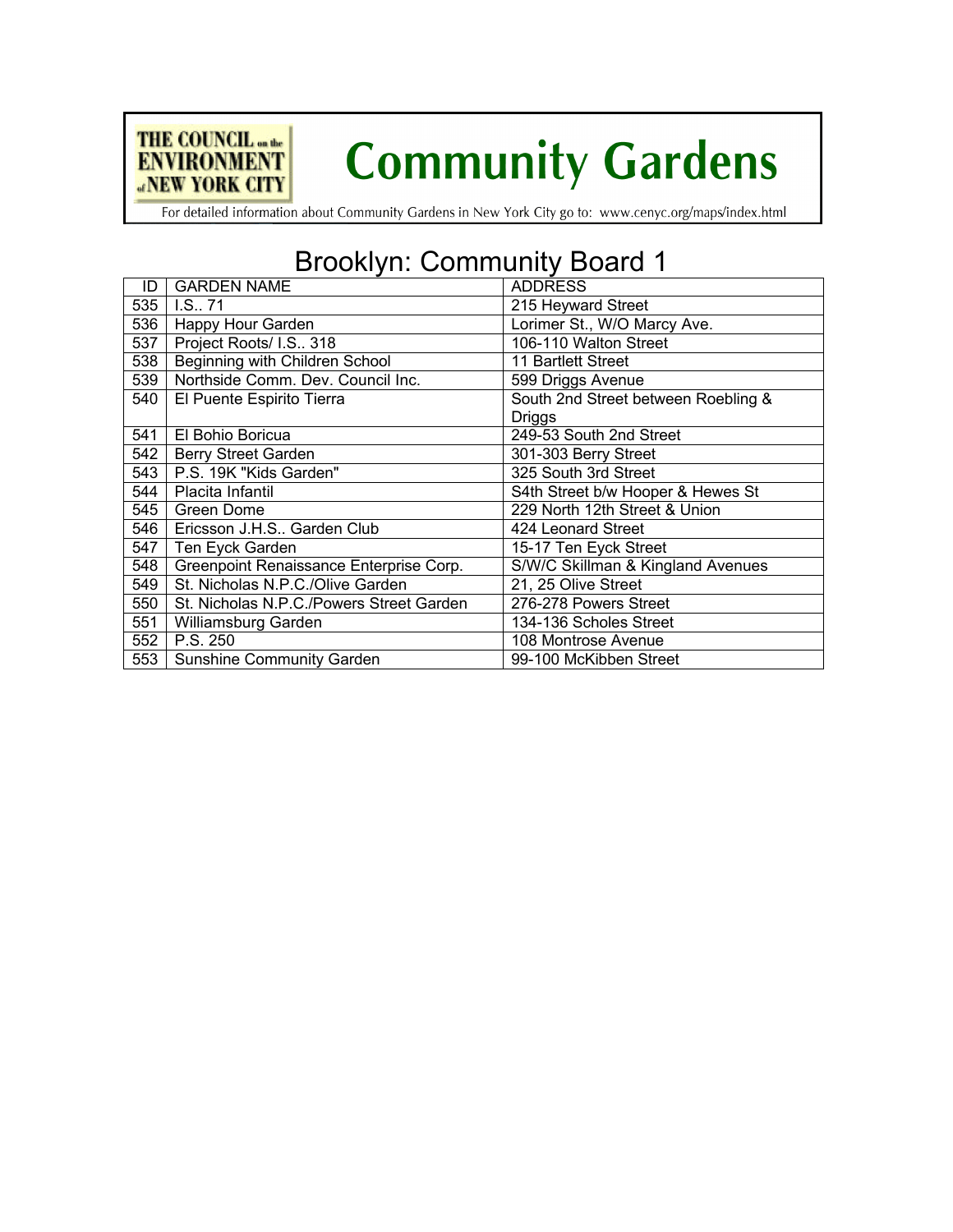THE COUNCIL on the ENVIRONMENT of NEW YORK CITY

# Community Gardens

For detailed information about Community Gardens in New York City go to: www.cenyc.org/maps/index.html

## Brooklyn: Community Board 1

| ID | GARDEN NAME | ADDRESS |
|---|---|---|
| 535 | I.S.. 71 | 215 Heyward Street |
| 536 | Happy Hour Garden | Lorimer St., W/O Marcy Ave. |
| 537 | Project Roots/ I.S.. 318 | 106-110 Walton Street |
| 538 | Beginning with Children School | 11 Bartlett Street |
| 539 | Northside Comm. Dev. Council Inc. | 599 Driggs Avenue |
| 540 | El Puente Espirito Tierra | South 2nd Street between Roebling & Driggs |
| 541 | El Bohio Boricua | 249-53 South 2nd Street |
| 542 | Berry Street Garden | 301-303 Berry Street |
| 543 | P.S. 19K "Kids Garden" | 325 South 3rd Street |
| 544 | Placita Infantil | S4th Street b/w Hooper & Hewes St |
| 545 | Green Dome | 229 North 12th Street & Union |
| 546 | Ericsson J.H.S.. Garden Club | 424 Leonard Street |
| 547 | Ten Eyck Garden | 15-17 Ten Eyck Street |
| 548 | Greenpoint Renaissance Enterprise Corp. | S/W/C Skillman & Kingland Avenues |
| 549 | St. Nicholas N.P.C./Olive Garden | 21, 25 Olive Street |
| 550 | St. Nicholas N.P.C./Powers Street Garden | 276-278 Powers Street |
| 551 | Williamsburg Garden | 134-136 Scholes Street |
| 552 | P.S. 250 | 108 Montrose Avenue |
| 553 | Sunshine Community Garden | 99-100 McKibben Street |